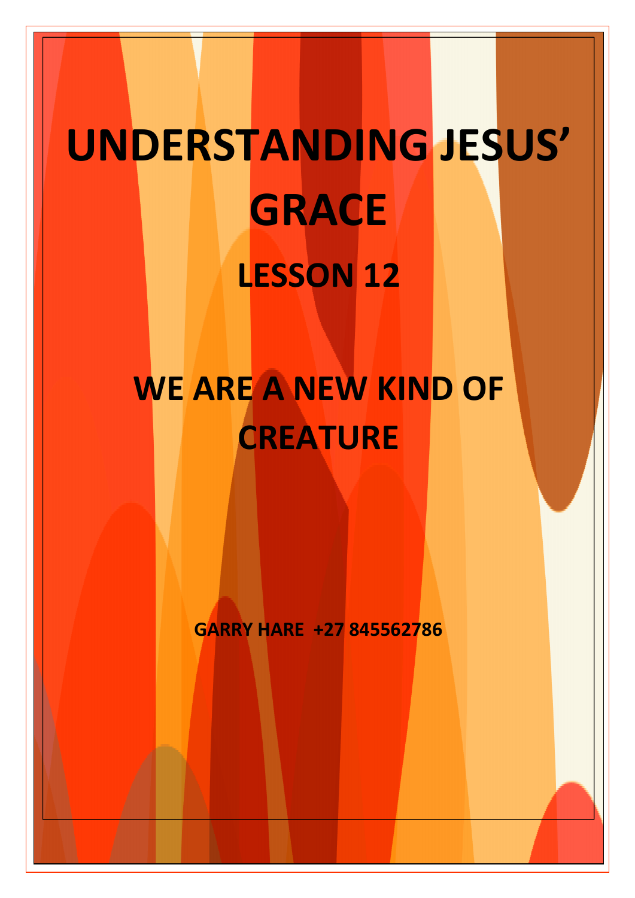# UNDERSTANDING JESUS' GRACE

## LESSON 12

## WE ARE A NEW KIND OF CREATURE

**GARRY HARE +27 845562786**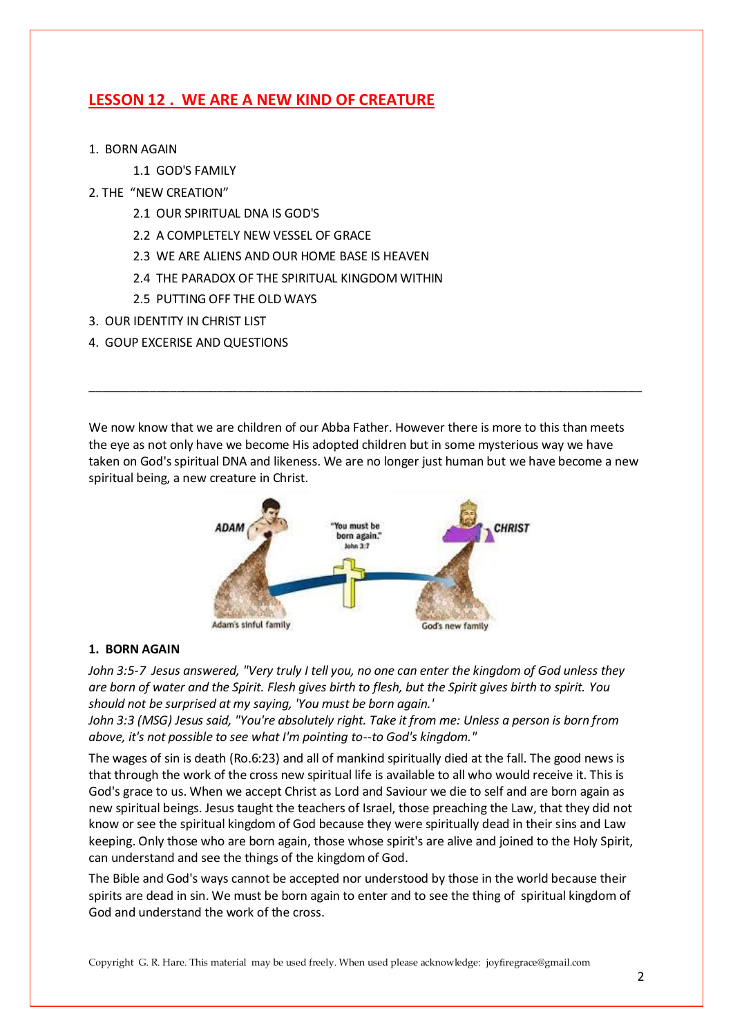# LESSON 12 . WE ARE A NEW KIND OF CREATURE

1. BORN AGAIN
    1.1 GOD'S FAMILY
2. THE "NEW CREATION"
    2.1 OUR SPIRITUAL DNA IS GOD'S
    2.2 A COMPLETELY NEW VESSEL OF GRACE
    2.3 WE ARE ALIENS AND OUR HOME BASE IS HEAVEN
    2.4 THE PARADOX OF THE SPIRITUAL KINGDOM WITHIN
    2.5 PUTTING OFF THE OLD WAYS
3. OUR IDENTITY IN CHRIST LIST
4. GOUP EXCERISE AND QUESTIONS

---

We now know that we are children of our Abba Father. However there is more to this than meets the eye as not only have we become His adopted children but in some mysterious way we have taken on God's spiritual DNA and likeness. We are no longer just human but we have become a new spiritual being, a new creature in Christ.

ADAM

"You must be born again." John 3:7

CHRIST

Adam's sinful family

God's new family

## 1. BORN AGAIN

*John 3:5-7 Jesus answered, "Very truly I tell you, no one can enter the kingdom of God unless they are born of water and the Spirit. Flesh gives birth to flesh, but the Spirit gives birth to spirit. You should not be surprised at my saying, 'You must be born again.'*

*John 3:3 (MSG) Jesus said, "You're absolutely right. Take it from me: Unless a person is born from above, it's not possible to see what I'm pointing to--to God's kingdom."*

The wages of sin is death (Ro.6:23) and all of mankind spiritually died at the fall. The good news is that through the work of the cross new spiritual life is available to all who would receive it. This is God's grace to us. When we accept Christ as Lord and Saviour we die to self and are born again as new spiritual beings. Jesus taught the teachers of Israel, those preaching the Law, that they did not know or see the spiritual kingdom of God because they were spiritually dead in their sins and Law keeping. Only those who are born again, those whose spirit's are alive and joined to the Holy Spirit, can understand and see the things of the kingdom of God.

The Bible and God's ways cannot be accepted nor understood by those in the world because their spirits are dead in sin. We must be born again to enter and to see the thing of spiritual kingdom of God and understand the work of the cross.

Copyright G. R. Hare. This material may be used freely. When used please acknowledge: joyfiregrace@gmail.com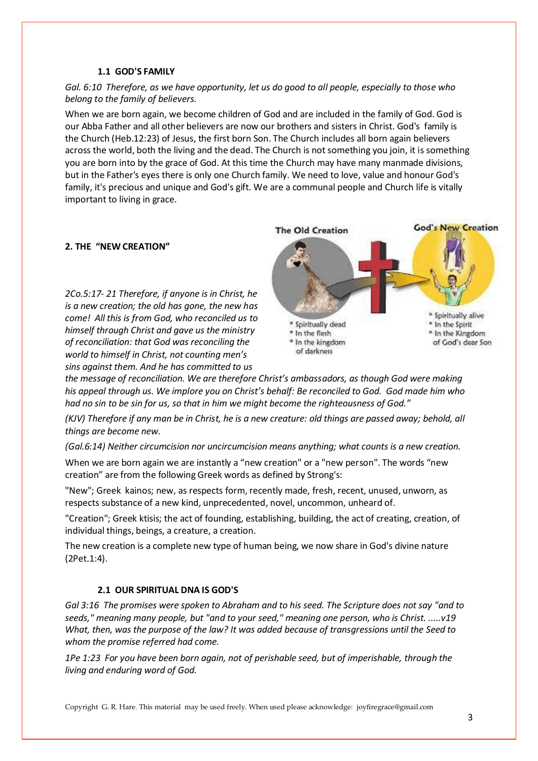### 1.1 GOD'S FAMILY

*Gal. 6:10 Therefore, as we have opportunity, let us do good to all people, especially to those who belong to the family of believers.*

When we are born again, we become children of God and are included in the family of God. God is our Abba Father and all other believers are now our brothers and sisters in Christ. God's family is the Church (Heb.12:23) of Jesus, the first born Son. The Church includes all born again believers across the world, both the living and the dead. The Church is not something you join, it is something you are born into by the grace of God. At this time the Church may have many manmade divisions, but in the Father's eyes there is only one Church family. We need to love, value and honour God's family, it's precious and unique and God's gift. We are a communal people and Church life is vitally important to living in grace.

## 2. THE "NEW CREATION"

*2Co.5:17- 21 Therefore, if anyone is in Christ, he is a new creation; the old has gone, the new has come! All this is from God, who reconciled us to himself through Christ and gave us the ministry of reconciliation: that God was reconciling the world to himself in Christ, not counting men's sins against them. And he has committed to us the message of reconciliation. We are therefore Christ's ambassadors, as though God were making his appeal through us. We implore you on Christ's behalf: Be reconciled to God. God made him who had no sin to be sin for us, so that in him we might become the righteousness of God."*

*(KJV) Therefore if any man be in Christ, he is a new creature: old things are passed away; behold, all things are become new.*

*(Gal.6:14) Neither circumcision nor uncircumcision means anything; what counts is a new creation.*

When we are born again we are instantly a "new creation" or a "new person". The words "new creation" are from the following Greek words as defined by Strong's:

"New"; Greek kainos; new, as respects form, recently made, fresh, recent, unused, unworn, as respects substance of a new kind, unprecedented, novel, uncommon, unheard of.

"Creation"; Greek ktisis; the act of founding, establishing, building, the act of creating, creation, of individual things, beings, a creature, a creation.

The new creation is a complete new type of human being, we now share in God's divine nature (2Pet.1:4).

### 2.1 OUR SPIRITUAL DNA IS GOD'S

*Gal 3:16 The promises were spoken to Abraham and to his seed. The Scripture does not say "and to seeds," meaning many people, but "and to your seed," meaning one person, who is Christ. .....v19 What, then, was the purpose of the law? It was added because of transgressions until the Seed to whom the promise referred had come.*

*1Pe 1:23 For you have been born again, not of perishable seed, but of imperishable, through the living and enduring word of God.*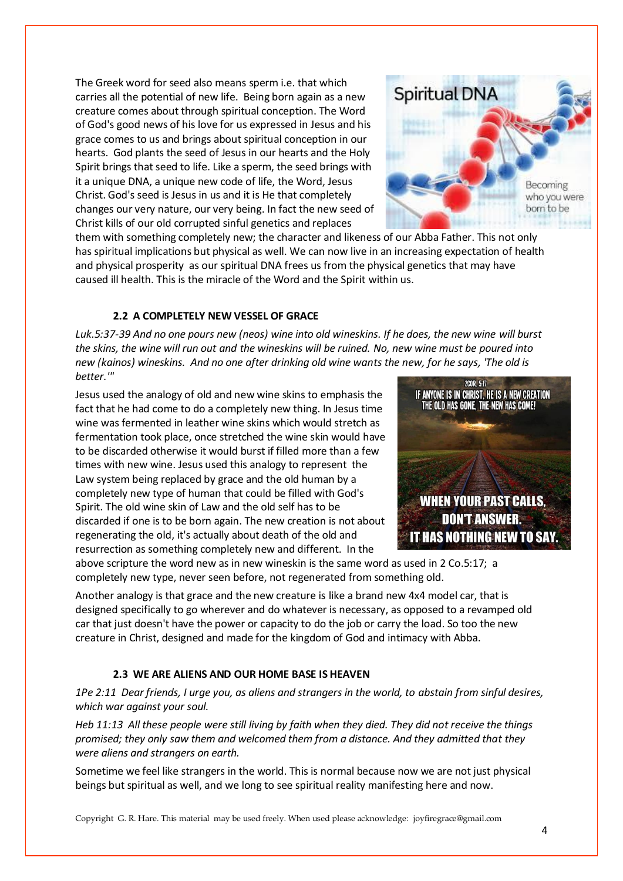The Greek word for seed also means sperm i.e. that which carries all the potential of new life. Being born again as a new creature comes about through spiritual conception. The Word of God's good news of his love for us expressed in Jesus and his grace comes to us and brings about spiritual conception in our hearts. God plants the seed of Jesus in our hearts and the Holy Spirit brings that seed to life. Like a sperm, the seed brings with it a unique DNA, a unique new code of life, the Word, Jesus Christ. God's seed is Jesus in us and it is He that completely changes our very nature, our very being. In fact the new seed of Christ kills of our old corrupted sinful genetics and replaces them with something completely new; the character and likeness of our Abba Father. This not only has spiritual implications but physical as well. We can now live in an increasing expectation of health and physical prosperity as our spiritual DNA frees us from the physical genetics that may have caused ill health. This is the miracle of the Word and the Spirit within us.

### 2.2 A COMPLETELY NEW VESSEL OF GRACE

*Luk.5:37-39 And no one pours new (neos) wine into old wineskins. If he does, the new wine will burst the skins, the wine will run out and the wineskins will be ruined. No, new wine must be poured into new (kainos) wineskins. And no one after drinking old wine wants the new, for he says, 'The old is better.'"*

Jesus used the analogy of old and new wine skins to emphasis the fact that he had come to do a completely new thing. In Jesus time wine was fermented in leather wine skins which would stretch as fermentation took place, once stretched the wine skin would have to be discarded otherwise it would burst if filled more than a few times with new wine. Jesus used this analogy to represent the Law system being replaced by grace and the old human by a completely new type of human that could be filled with God's Spirit. The old wine skin of Law and the old self has to be discarded if one is to be born again. The new creation is not about regenerating the old, it's actually about death of the old and resurrection as something completely new and different. In the above scripture the word new as in new wineskin is the same word as used in 2 Co.5:17; a completely new type, never seen before, not regenerated from something old.

Another analogy is that grace and the new creature is like a brand new 4x4 model car, that is designed specifically to go wherever and do whatever is necessary, as opposed to a revamped old car that just doesn't have the power or capacity to do the job or carry the load. So too the new creature in Christ, designed and made for the kingdom of God and intimacy with Abba.

### 2.3 WE ARE ALIENS AND OUR HOME BASE IS HEAVEN

*1Pe 2:11 Dear friends, I urge you, as aliens and strangers in the world, to abstain from sinful desires, which war against your soul.*

*Heb 11:13 All these people were still living by faith when they died. They did not receive the things promised; they only saw them and welcomed them from a distance. And they admitted that they were aliens and strangers on earth.*

Sometime we feel like strangers in the world. This is normal because now we are not just physical beings but spiritual as well, and we long to see spiritual reality manifesting here and now.

Copyright G. R. Hare. This material may be used freely. When used please acknowledge: joyfiregrace@gmail.com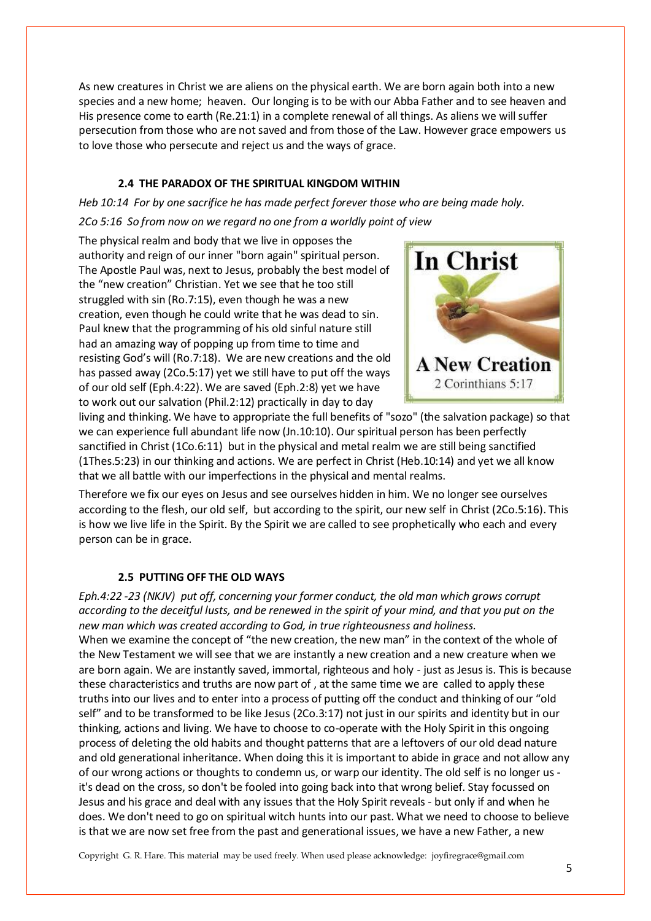As new creatures in Christ we are aliens on the physical earth. We are born again both into a new species and a new home; heaven. Our longing is to be with our Abba Father and to see heaven and His presence come to earth (Re.21:1) in a complete renewal of all things. As aliens we will suffer persecution from those who are not saved and from those of the Law. However grace empowers us to love those who persecute and reject us and the ways of grace.

### 2.4 THE PARADOX OF THE SPIRITUAL KINGDOM WITHIN

*Heb 10:14 For by one sacrifice he has made perfect forever those who are being made holy.*

*2Co 5:16 So from now on we regard no one from a worldly point of view*

The physical realm and body that we live in opposes the authority and reign of our inner "born again" spiritual person. The Apostle Paul was, next to Jesus, probably the best model of the "new creation" Christian. Yet we see that he too still struggled with sin (Ro.7:15), even though he was a new creation, even though he could write that he was dead to sin. Paul knew that the programming of his old sinful nature still had an amazing way of popping up from time to time and resisting God's will (Ro.7:18). We are new creations and the old has passed away (2Co.5:17) yet we still have to put off the ways of our old self (Eph.4:22). We are saved (Eph.2:8) yet we have to work out our salvation (Phil.2:12) practically in day to day living and thinking. We have to appropriate the full benefits of "sozo" (the salvation package) so that we can experience full abundant life now (Jn.10:10). Our spiritual person has been perfectly sanctified in Christ (1Co.6:11) but in the physical and metal realm we are still being sanctified (1Thes.5:23) in our thinking and actions. We are perfect in Christ (Heb.10:14) and yet we all know that we all battle with our imperfections in the physical and mental realms.

In Christ

A New Creation

2 Corinthians 5:17

Therefore we fix our eyes on Jesus and see ourselves hidden in him. We no longer see ourselves according to the flesh, our old self, but according to the spirit, our new self in Christ (2Co.5:16). This is how we live life in the Spirit. By the Spirit we are called to see prophetically who each and every person can be in grace.

### 2.5 PUTTING OFF THE OLD WAYS

*Eph.4:22 -23 (NKJV) put off, concerning your former conduct, the old man which grows corrupt according to the deceitful lusts, and be renewed in the spirit of your mind, and that you put on the new man which was created according to God, in true righteousness and holiness.*

When we examine the concept of "the new creation, the new man" in the context of the whole of the New Testament we will see that we are instantly a new creation and a new creature when we are born again. We are instantly saved, immortal, righteous and holy - just as Jesus is. This is because these characteristics and truths are now part of , at the same time we are called to apply these truths into our lives and to enter into a process of putting off the conduct and thinking of our "old self" and to be transformed to be like Jesus (2Co.3:17) not just in our spirits and identity but in our thinking, actions and living. We have to choose to co-operate with the Holy Spirit in this ongoing process of deleting the old habits and thought patterns that are a leftovers of our old dead nature and old generational inheritance. When doing this it is important to abide in grace and not allow any of our wrong actions or thoughts to condemn us, or warp our identity. The old self is no longer us - it's dead on the cross, so don't be fooled into going back into that wrong belief. Stay focussed on Jesus and his grace and deal with any issues that the Holy Spirit reveals - but only if and when he does. We don't need to go on spiritual witch hunts into our past. What we need to choose to believe is that we are now set free from the past and generational issues, we have a new Father, a new

Copyright G. R. Hare. This material may be used freely. When used please acknowledge: joyfiregrace@gmail.com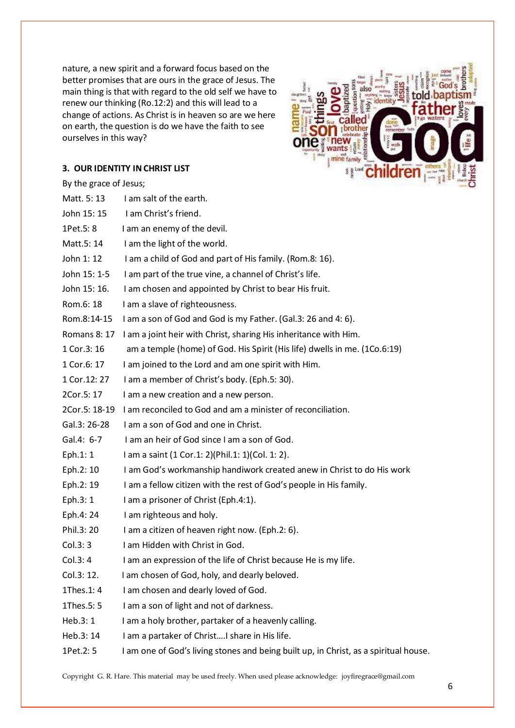nature, a new spirit and a forward focus based on the better promises that are ours in the grace of Jesus. The main thing is that with regard to the old self we have to renew our thinking (Ro.12:2) and this will lead to a change of actions. As Christ is in heaven so are we here on earth, the question is do we have the faith to see ourselves in this way?

### 3. OUR IDENTITY IN CHRIST LIST

By the grace of Jesus;

| | |
|---|---|
| Matt. 5: 13 | I am salt of the earth. |
| John 15: 15 | I am Christ's friend. |
| 1Pet.5: 8 | I am an enemy of the devil. |
| Matt.5: 14 | I am the light of the world. |
| John 1: 12 | I am a child of God and part of His family. (Rom.8: 16). |
| John 15: 1-5 | I am part of the true vine, a channel of Christ's life. |
| John 15: 16. | I am chosen and appointed by Christ to bear His fruit. |
| Rom.6: 18 | I am a slave of righteousness. |
| Rom.8:14-15 | I am a son of God and God is my Father. (Gal.3: 26 and 4: 6). |
| Romans 8: 17 | I am a joint heir with Christ, sharing His inheritance with Him. |
| 1 Cor.3: 16 | am a temple (home) of God. His Spirit (His life) dwells in me. (1Co.6:19) |
| 1 Cor.6: 17 | I am joined to the Lord and am one spirit with Him. |
| 1 Cor.12: 27 | I am a member of Christ's body. (Eph.5: 30). |
| 2Cor.5: 17 | I am a new creation and a new person. |
| 2Cor.5: 18-19 | I am reconciled to God and am a minister of reconciliation. |
| Gal.3: 26-28 | I am a son of God and one in Christ. |
| Gal.4: 6-7 | I am an heir of God since I am a son of God. |
| Eph.1: 1 | I am a saint (1 Cor.1: 2)(Phil.1: 1)(Col. 1: 2). |
| Eph.2: 10 | I am God's workmanship handiwork created anew in Christ to do His work |
| Eph.2: 19 | I am a fellow citizen with the rest of God's people in His family. |
| Eph.3: 1 | I am a prisoner of Christ (Eph.4:1). |
| Eph.4: 24 | I am righteous and holy. |
| Phil.3: 20 | I am a citizen of heaven right now. (Eph.2: 6). |
| Col.3: 3 | I am Hidden with Christ in God. |
| Col.3: 4 | I am an expression of the life of Christ because He is my life. |
| Col.3: 12. | I am chosen of God, holy, and dearly beloved. |
| 1Thes.1: 4 | I am chosen and dearly loved of God. |
| 1Thes.5: 5 | I am a son of light and not of darkness. |
| Heb.3: 1 | I am a holy brother, partaker of a heavenly calling. |
| Heb.3: 14 | I am a partaker of Christ….I share in His life. |
| 1Pet.2: 5 | I am one of God's living stones and being built up, in Christ, as a spiritual house. |

Copyright G. R. Hare. This material may be used freely. When used please acknowledge: joyfiregrace@gmail.com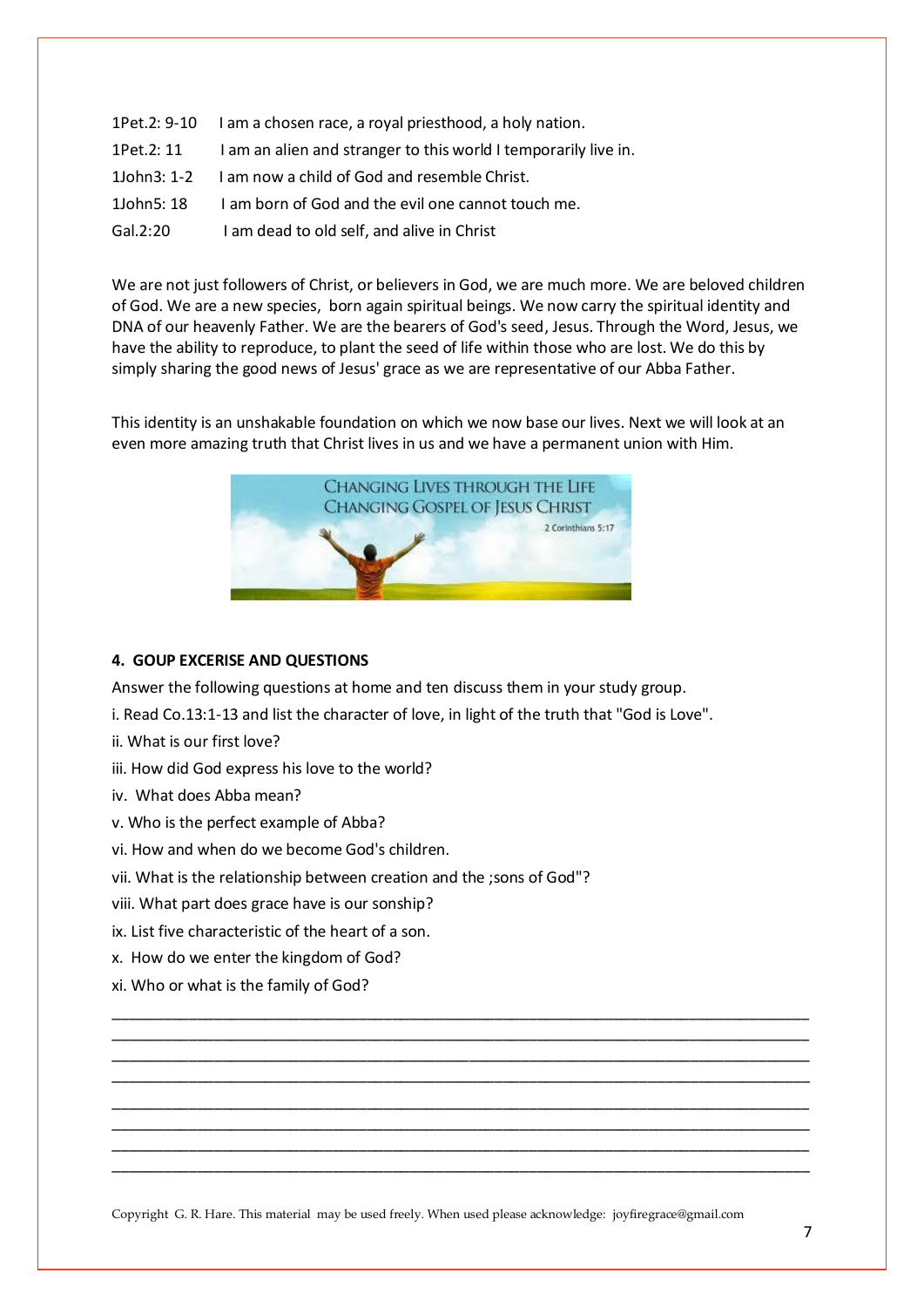| | |
|---|---|
| 1Pet.2: 9-10 | I am a chosen race, a royal priesthood, a holy nation. |
| 1Pet.2: 11 | I am an alien and stranger to this world I temporarily live in. |
| 1John3: 1-2 | I am now a child of God and resemble Christ. |
| 1John5: 18 | I am born of God and the evil one cannot touch me. |
| Gal.2:20 | I am dead to old self, and alive in Christ |

We are not just followers of Christ, or believers in God, we are much more. We are beloved children of God. We are a new species, born again spiritual beings. We now carry the spiritual identity and DNA of our heavenly Father. We are the bearers of God's seed, Jesus. Through the Word, Jesus, we have the ability to reproduce, to plant the seed of life within those who are lost. We do this by simply sharing the good news of Jesus' grace as we are representative of our Abba Father.

This identity is an unshakable foundation on which we now base our lives. Next we will look at an even more amazing truth that Christ lives in us and we have a permanent union with Him.

CHANGING LIVES THROUGH THE LIFE CHANGING GOSPEL OF JESUS CHRIST

2 Corinthians 5:17

**4. GOUP EXCERISE AND QUESTIONS**

Answer the following questions at home and ten discuss them in your study group.

i. Read Co.13:1-13 and list the character of love, in light of the truth that "God is Love".

ii. What is our first love?

iii. How did God express his love to the world?

iv. What does Abba mean?

v. Who is the perfect example of Abba?

vi. How and when do we become God's children.

vii. What is the relationship between creation and the ;sons of God"?

viii. What part does grace have is our sonship?

ix. List five characteristic of the heart of a son.

x. How do we enter the kingdom of God?

xi. Who or what is the family of God?

\_\_\_\_\_\_\_\_\_\_\_\_\_\_\_\_\_\_\_\_\_\_\_\_\_\_\_\_\_\_\_\_\_\_\_\_\_\_\_\_\_\_\_\_\_\_\_\_\_\_\_\_\_\_\_\_\_\_\_\_\_\_\_\_\_\_\_\_\_\_\_\_\_\_\_\_\_\_

\_\_\_\_\_\_\_\_\_\_\_\_\_\_\_\_\_\_\_\_\_\_\_\_\_\_\_\_\_\_\_\_\_\_\_\_\_\_\_\_\_\_\_\_\_\_\_\_\_\_\_\_\_\_\_\_\_\_\_\_\_\_\_\_\_\_\_\_\_\_\_\_\_\_\_\_\_\_

\_\_\_\_\_\_\_\_\_\_\_\_\_\_\_\_\_\_\_\_\_\_\_\_\_\_\_\_\_\_\_\_\_\_\_\_\_\_\_\_\_\_\_\_\_\_\_\_\_\_\_\_\_\_\_\_\_\_\_\_\_\_\_\_\_\_\_\_\_\_\_\_\_\_\_\_\_\_

\_\_\_\_\_\_\_\_\_\_\_\_\_\_\_\_\_\_\_\_\_\_\_\_\_\_\_\_\_\_\_\_\_\_\_\_\_\_\_\_\_\_\_\_\_\_\_\_\_\_\_\_\_\_\_\_\_\_\_\_\_\_\_\_\_\_\_\_\_\_\_\_\_\_\_\_\_\_

\_\_\_\_\_\_\_\_\_\_\_\_\_\_\_\_\_\_\_\_\_\_\_\_\_\_\_\_\_\_\_\_\_\_\_\_\_\_\_\_\_\_\_\_\_\_\_\_\_\_\_\_\_\_\_\_\_\_\_\_\_\_\_\_\_\_\_\_\_\_\_\_\_\_\_\_\_\_

\_\_\_\_\_\_\_\_\_\_\_\_\_\_\_\_\_\_\_\_\_\_\_\_\_\_\_\_\_\_\_\_\_\_\_\_\_\_\_\_\_\_\_\_\_\_\_\_\_\_\_\_\_\_\_\_\_\_\_\_\_\_\_\_\_\_\_\_\_\_\_\_\_\_\_\_\_\_

\_\_\_\_\_\_\_\_\_\_\_\_\_\_\_\_\_\_\_\_\_\_\_\_\_\_\_\_\_\_\_\_\_\_\_\_\_\_\_\_\_\_\_\_\_\_\_\_\_\_\_\_\_\_\_\_\_\_\_\_\_\_\_\_\_\_\_\_\_\_\_\_\_\_\_\_\_\_

\_\_\_\_\_\_\_\_\_\_\_\_\_\_\_\_\_\_\_\_\_\_\_\_\_\_\_\_\_\_\_\_\_\_\_\_\_\_\_\_\_\_\_\_\_\_\_\_\_\_\_\_\_\_\_\_\_\_\_\_\_\_\_\_\_\_\_\_\_\_\_\_\_\_\_\_\_\_

Copyright G. R. Hare. This material may be used freely. When used please acknowledge: joyfiregrace@gmail.com